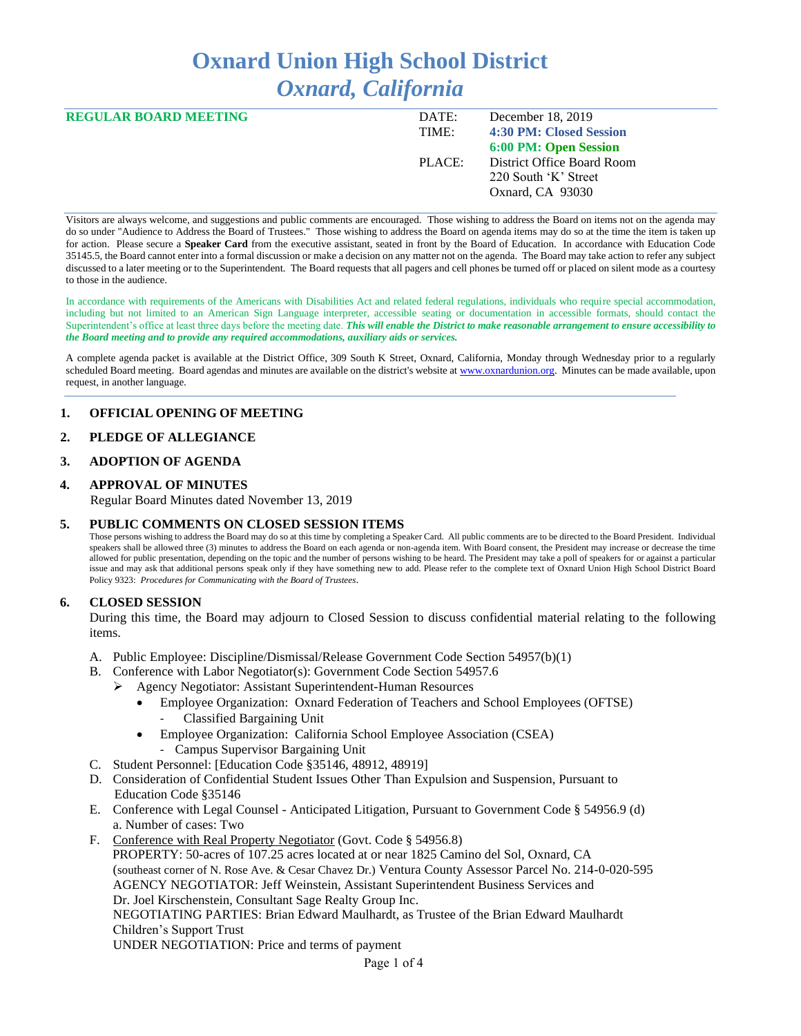# Oxnard Union High School District

## *Oxnard, California*

| **REGULAR BOARD MEETING** | DATE: | December 18, 2019 |
|---|---|---|
| | TIME: | **4:30 PM: Closed Session** |
| | | **6:00 PM: Open Session** |
| | PLACE: | District Office Board Room |
| | | 220 South 'K' Street |
| | | Oxnard, CA 93030 |

Visitors are always welcome, and suggestions and public comments are encouraged. Those wishing to address the Board on items not on the agenda may do so under "Audience to Address the Board of Trustees." Those wishing to address the Board on agenda items may do so at the time the item is taken up for action. Please secure a **Speaker Card** from the executive assistant, seated in front by the Board of Education. In accordance with Education Code 35145.5, the Board cannot enter into a formal discussion or make a decision on any matter not on the agenda. The Board may take action to refer any subject discussed to a later meeting or to the Superintendent. The Board requests that all pagers and cell phones be turned off or placed on silent mode as a courtesy to those in the audience.

In accordance with requirements of the Americans with Disabilities Act and related federal regulations, individuals who require special accommodation, including but not limited to an American Sign Language interpreter, accessible seating or documentation in accessible formats, should contact the Superintendent's office at least three days before the meeting date. ***This will enable the District to make reasonable arrangement to ensure accessibility to the Board meeting and to provide any required accommodations, auxiliary aids or services.***

A complete agenda packet is available at the District Office, 309 South K Street, Oxnard, California, Monday through Wednesday prior to a regularly scheduled Board meeting. Board agendas and minutes are available on the district's website at www.oxnardunion.org. Minutes can be made available, upon request, in another language.

### 1. OFFICIAL OPENING OF MEETING

### 2. PLEDGE OF ALLEGIANCE

### 3. ADOPTION OF AGENDA

### 4. APPROVAL OF MINUTES

Regular Board Minutes dated November 13, 2019

### 5. PUBLIC COMMENTS ON CLOSED SESSION ITEMS

Those persons wishing to address the Board may do so at this time by completing a Speaker Card. All public comments are to be directed to the Board President. Individual speakers shall be allowed three (3) minutes to address the Board on each agenda or non-agenda item. With Board consent, the President may increase or decrease the time allowed for public presentation, depending on the topic and the number of persons wishing to be heard. The President may take a poll of speakers for or against a particular issue and may ask that additional persons speak only if they have something new to add. Please refer to the complete text of Oxnard Union High School District Board Policy 9323: *Procedures for Communicating with the Board of Trustees*.

### 6. CLOSED SESSION

During this time, the Board may adjourn to Closed Session to discuss confidential material relating to the following items.

A. Public Employee: Discipline/Dismissal/Release Government Code Section 54957(b)(1)

B. Conference with Labor Negotiator(s): Government Code Section 54957.6

- ➢ Agency Negotiator: Assistant Superintendent-Human Resources
  - Employee Organization: Oxnard Federation of Teachers and School Employees (OFTSE)
    - Classified Bargaining Unit
  - Employee Organization: California School Employee Association (CSEA)
    - Campus Supervisor Bargaining Unit

C. Student Personnel: [Education Code §35146, 48912, 48919]

D. Consideration of Confidential Student Issues Other Than Expulsion and Suspension, Pursuant to Education Code §35146

E. Conference with Legal Counsel - Anticipated Litigation, Pursuant to Government Code § 54956.9 (d)
   a. Number of cases: Two

F. Conference with Real Property Negotiator (Govt. Code § 54956.8)
   PROPERTY: 50-acres of 107.25 acres located at or near 1825 Camino del Sol, Oxnard, CA (southeast corner of N. Rose Ave. & Cesar Chavez Dr.) Ventura County Assessor Parcel No. 214-0-020-595
   AGENCY NEGOTIATOR: Jeff Weinstein, Assistant Superintendent Business Services and Dr. Joel Kirschenstein, Consultant Sage Realty Group Inc.
   NEGOTIATING PARTIES: Brian Edward Maulhardt, as Trustee of the Brian Edward Maulhardt Children's Support Trust
   UNDER NEGOTIATION: Price and terms of payment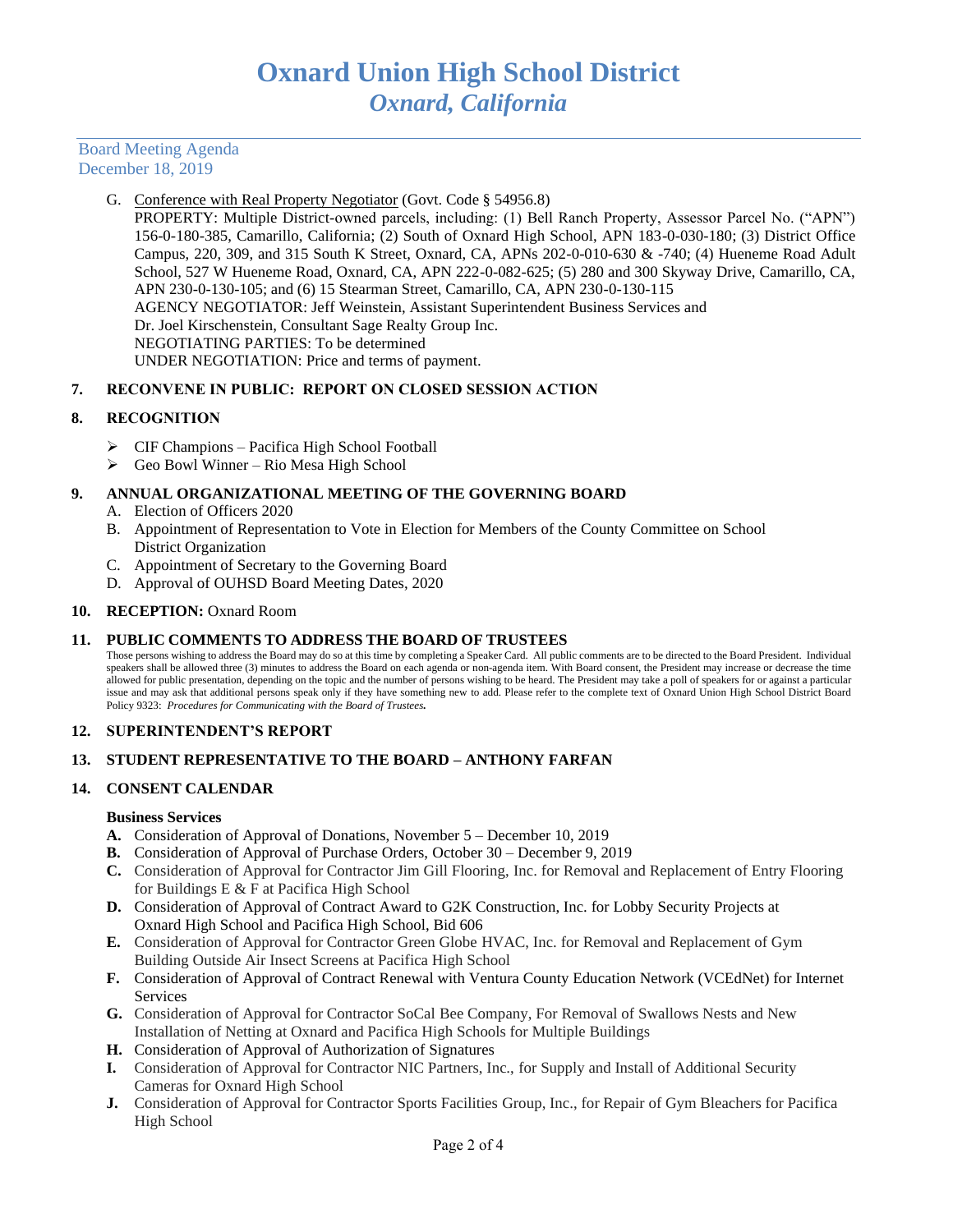Board Meeting Agenda
December 18, 2019

G. Conference with Real Property Negotiator (Govt. Code § 54956.8)
PROPERTY: Multiple District-owned parcels, including: (1) Bell Ranch Property, Assessor Parcel No. ("APN") 156-0-180-385, Camarillo, California; (2) South of Oxnard High School, APN 183-0-030-180; (3) District Office Campus, 220, 309, and 315 South K Street, Oxnard, CA, APNs 202-0-010-630 & -740; (4) Hueneme Road Adult School, 527 W Hueneme Road, Oxnard, CA, APN 222-0-082-625; (5) 280 and 300 Skyway Drive, Camarillo, CA, APN 230-0-130-105; and (6) 15 Stearman Street, Camarillo, CA, APN 230-0-130-115
AGENCY NEGOTIATOR: Jeff Weinstein, Assistant Superintendent Business Services and
Dr. Joel Kirschenstein, Consultant Sage Realty Group Inc.
NEGOTIATING PARTIES: To be determined
UNDER NEGOTIATION: Price and terms of payment.

## 7. RECONVENE IN PUBLIC: REPORT ON CLOSED SESSION ACTION

## 8. RECOGNITION

- CIF Champions – Pacifica High School Football
- Geo Bowl Winner – Rio Mesa High School

## 9. ANNUAL ORGANIZATIONAL MEETING OF THE GOVERNING BOARD

A. Election of Officers 2020
B. Appointment of Representation to Vote in Election for Members of the County Committee on School District Organization
C. Appointment of Secretary to the Governing Board
D. Approval of OUHSD Board Meeting Dates, 2020

## 10. RECEPTION: Oxnard Room

## 11. PUBLIC COMMENTS TO ADDRESS THE BOARD OF TRUSTEES

Those persons wishing to address the Board may do so at this time by completing a Speaker Card. All public comments are to be directed to the Board President. Individual speakers shall be allowed three (3) minutes to address the Board on each agenda or non-agenda item. With Board consent, the President may increase or decrease the time allowed for public presentation, depending on the topic and the number of persons wishing to be heard. The President may take a poll of speakers for or against a particular issue and may ask that additional persons speak only if they have something new to add. Please refer to the complete text of Oxnard Union High School District Board Policy 9323: ***Procedures for Communicating with the Board of Trustees.***

## 12. SUPERINTENDENT'S REPORT

## 13. STUDENT REPRESENTATIVE TO THE BOARD – ANTHONY FARFAN

## 14. CONSENT CALENDAR

**Business Services**

**A.** Consideration of Approval of Donations, November 5 – December 10, 2019
**B.** Consideration of Approval of Purchase Orders, October 30 – December 9, 2019
**C.** Consideration of Approval for Contractor Jim Gill Flooring, Inc. for Removal and Replacement of Entry Flooring for Buildings E & F at Pacifica High School
**D.** Consideration of Approval of Contract Award to G2K Construction, Inc. for Lobby Security Projects at Oxnard High School and Pacifica High School, Bid 606
**E.** Consideration of Approval for Contractor Green Globe HVAC, Inc. for Removal and Replacement of Gym Building Outside Air Insect Screens at Pacifica High School
**F.** Consideration of Approval of Contract Renewal with Ventura County Education Network (VCEdNet) for Internet Services
**G.** Consideration of Approval for Contractor SoCal Bee Company, For Removal of Swallows Nests and New Installation of Netting at Oxnard and Pacifica High Schools for Multiple Buildings
**H.** Consideration of Approval of Authorization of Signatures
**I.** Consideration of Approval for Contractor NIC Partners, Inc., for Supply and Install of Additional Security Cameras for Oxnard High School
**J.** Consideration of Approval for Contractor Sports Facilities Group, Inc., for Repair of Gym Bleachers for Pacifica High School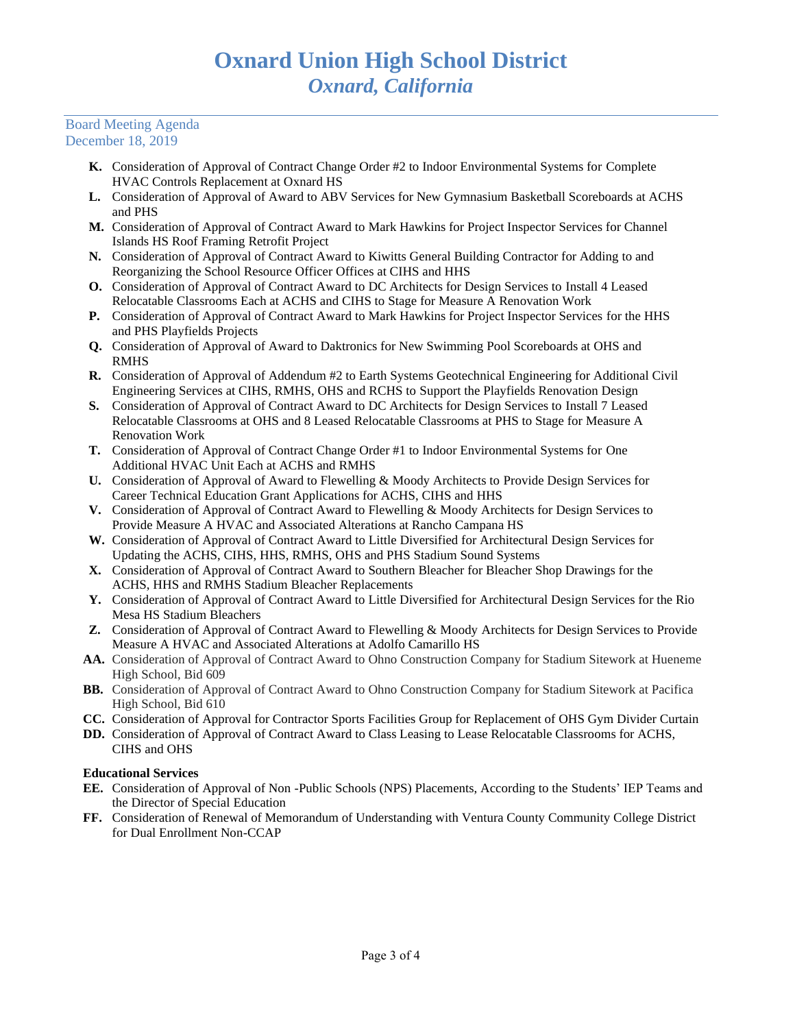- **K.** Consideration of Approval of Contract Change Order #2 to Indoor Environmental Systems for Complete HVAC Controls Replacement at Oxnard HS
- **L.** Consideration of Approval of Award to ABV Services for New Gymnasium Basketball Scoreboards at ACHS and PHS
- **M.** Consideration of Approval of Contract Award to Mark Hawkins for Project Inspector Services for Channel Islands HS Roof Framing Retrofit Project
- **N.** Consideration of Approval of Contract Award to Kiwitts General Building Contractor for Adding to and Reorganizing the School Resource Officer Offices at CIHS and HHS
- **O.** Consideration of Approval of Contract Award to DC Architects for Design Services to Install 4 Leased Relocatable Classrooms Each at ACHS and CIHS to Stage for Measure A Renovation Work
- **P.** Consideration of Approval of Contract Award to Mark Hawkins for Project Inspector Services for the HHS and PHS Playfields Projects
- **Q.** Consideration of Approval of Award to Daktronics for New Swimming Pool Scoreboards at OHS and RMHS
- **R.** Consideration of Approval of Addendum #2 to Earth Systems Geotechnical Engineering for Additional Civil Engineering Services at CIHS, RMHS, OHS and RCHS to Support the Playfields Renovation Design
- **S.** Consideration of Approval of Contract Award to DC Architects for Design Services to Install 7 Leased Relocatable Classrooms at OHS and 8 Leased Relocatable Classrooms at PHS to Stage for Measure A Renovation Work
- **T.** Consideration of Approval of Contract Change Order #1 to Indoor Environmental Systems for One Additional HVAC Unit Each at ACHS and RMHS
- **U.** Consideration of Approval of Award to Flewelling & Moody Architects to Provide Design Services for Career Technical Education Grant Applications for ACHS, CIHS and HHS
- **V.** Consideration of Approval of Contract Award to Flewelling & Moody Architects for Design Services to Provide Measure A HVAC and Associated Alterations at Rancho Campana HS
- **W.** Consideration of Approval of Contract Award to Little Diversified for Architectural Design Services for Updating the ACHS, CIHS, HHS, RMHS, OHS and PHS Stadium Sound Systems
- **X.** Consideration of Approval of Contract Award to Southern Bleacher for Bleacher Shop Drawings for the ACHS, HHS and RMHS Stadium Bleacher Replacements
- **Y.** Consideration of Approval of Contract Award to Little Diversified for Architectural Design Services for the Rio Mesa HS Stadium Bleachers
- **Z.** Consideration of Approval of Contract Award to Flewelling & Moody Architects for Design Services to Provide Measure A HVAC and Associated Alterations at Adolfo Camarillo HS
- **AA.** Consideration of Approval of Contract Award to Ohno Construction Company for Stadium Sitework at Hueneme High School, Bid 609
- **BB.** Consideration of Approval of Contract Award to Ohno Construction Company for Stadium Sitework at Pacifica High School, Bid 610
- **CC.** Consideration of Approval for Contractor Sports Facilities Group for Replacement of OHS Gym Divider Curtain
- **DD.** Consideration of Approval of Contract Award to Class Leasing to Lease Relocatable Classrooms for ACHS, CIHS and OHS

**Educational Services**

- **EE.** Consideration of Approval of Non -Public Schools (NPS) Placements, According to the Students' IEP Teams and the Director of Special Education
- **FF.** Consideration of Renewal of Memorandum of Understanding with Ventura County Community College District for Dual Enrollment Non-CCAP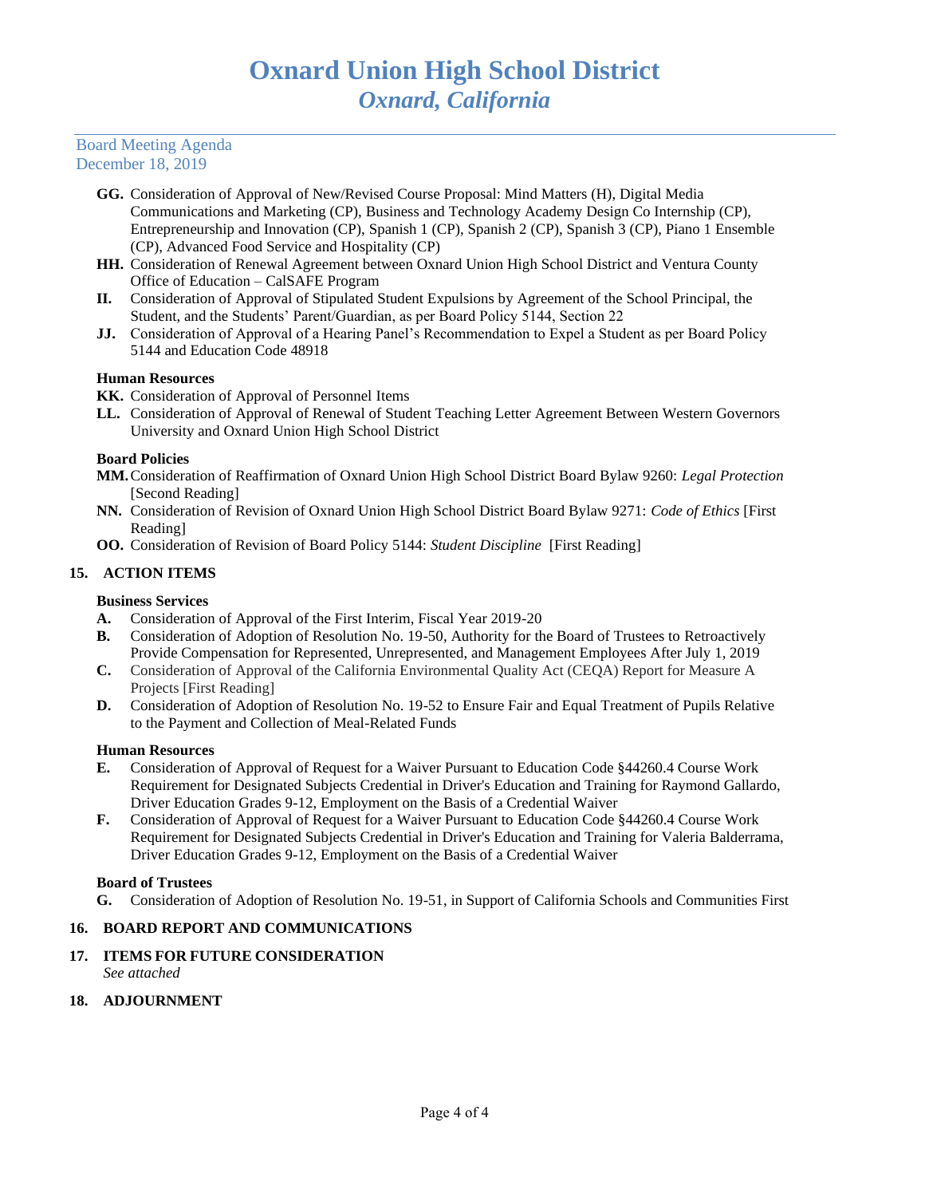# Oxnard Union High School District
## *Oxnard, California*

Board Meeting Agenda
December 18, 2019

- **GG.** Consideration of Approval of New/Revised Course Proposal: Mind Matters (H), Digital Media Communications and Marketing (CP), Business and Technology Academy Design Co Internship (CP), Entrepreneurship and Innovation (CP), Spanish 1 (CP), Spanish 2 (CP), Spanish 3 (CP), Piano 1 Ensemble (CP), Advanced Food Service and Hospitality (CP)
- **HH.** Consideration of Renewal Agreement between Oxnard Union High School District and Ventura County Office of Education – CalSAFE Program
- **II.** Consideration of Approval of Stipulated Student Expulsions by Agreement of the School Principal, the Student, and the Students' Parent/Guardian, as per Board Policy 5144, Section 22
- **JJ.** Consideration of Approval of a Hearing Panel's Recommendation to Expel a Student as per Board Policy 5144 and Education Code 48918

**Human Resources**

- **KK.** Consideration of Approval of Personnel Items
- **LL.** Consideration of Approval of Renewal of Student Teaching Letter Agreement Between Western Governors University and Oxnard Union High School District

**Board Policies**

- **MM.** Consideration of Reaffirmation of Oxnard Union High School District Board Bylaw 9260: *Legal Protection* [Second Reading]
- **NN.** Consideration of Revision of Oxnard Union High School District Board Bylaw 9271: *Code of Ethics* [First Reading]
- **OO.** Consideration of Revision of Board Policy 5144: *Student Discipline* [First Reading]

**15. ACTION ITEMS**

**Business Services**

- **A.** Consideration of Approval of the First Interim, Fiscal Year 2019-20
- **B.** Consideration of Adoption of Resolution No. 19-50, Authority for the Board of Trustees to Retroactively Provide Compensation for Represented, Unrepresented, and Management Employees After July 1, 2019
- **C.** Consideration of Approval of the California Environmental Quality Act (CEQA) Report for Measure A Projects [First Reading]
- **D.** Consideration of Adoption of Resolution No. 19-52 to Ensure Fair and Equal Treatment of Pupils Relative to the Payment and Collection of Meal-Related Funds

**Human Resources**

- **E.** Consideration of Approval of Request for a Waiver Pursuant to Education Code §44260.4 Course Work Requirement for Designated Subjects Credential in Driver's Education and Training for Raymond Gallardo, Driver Education Grades 9-12, Employment on the Basis of a Credential Waiver
- **F.** Consideration of Approval of Request for a Waiver Pursuant to Education Code §44260.4 Course Work Requirement for Designated Subjects Credential in Driver's Education and Training for Valeria Balderrama, Driver Education Grades 9-12, Employment on the Basis of a Credential Waiver

**Board of Trustees**

- **G.** Consideration of Adoption of Resolution No. 19-51, in Support of California Schools and Communities First

**16. BOARD REPORT AND COMMUNICATIONS**

**17. ITEMS FOR FUTURE CONSIDERATION**

*See attached*

**18. ADJOURNMENT**